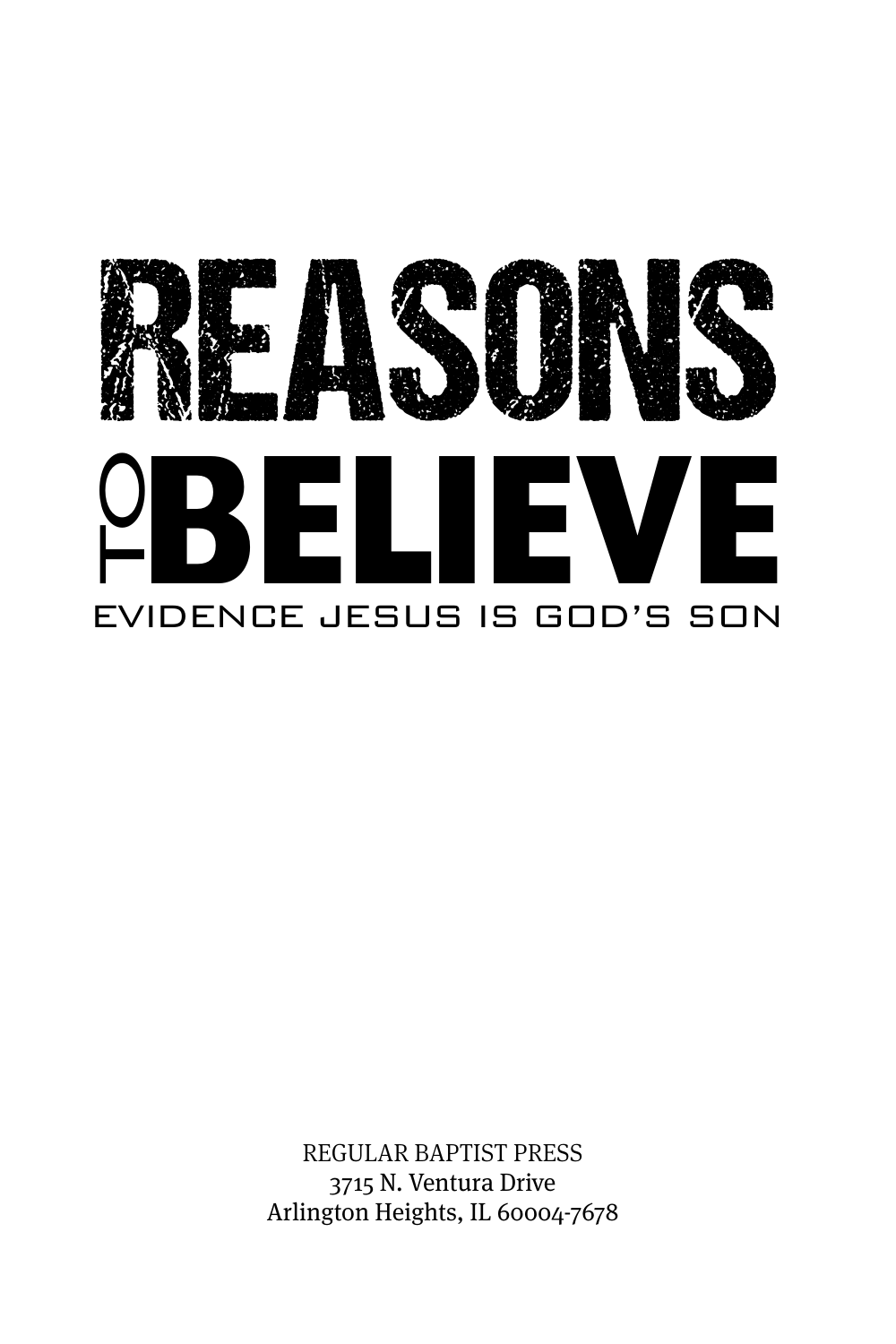# REASONS TO BELIEVE

## EVIDENCE JESUS IS GOD'S SON

REGULAR BAPTIST PRESS
3715 N. Ventura Drive
Arlington Heights, IL 60004-7678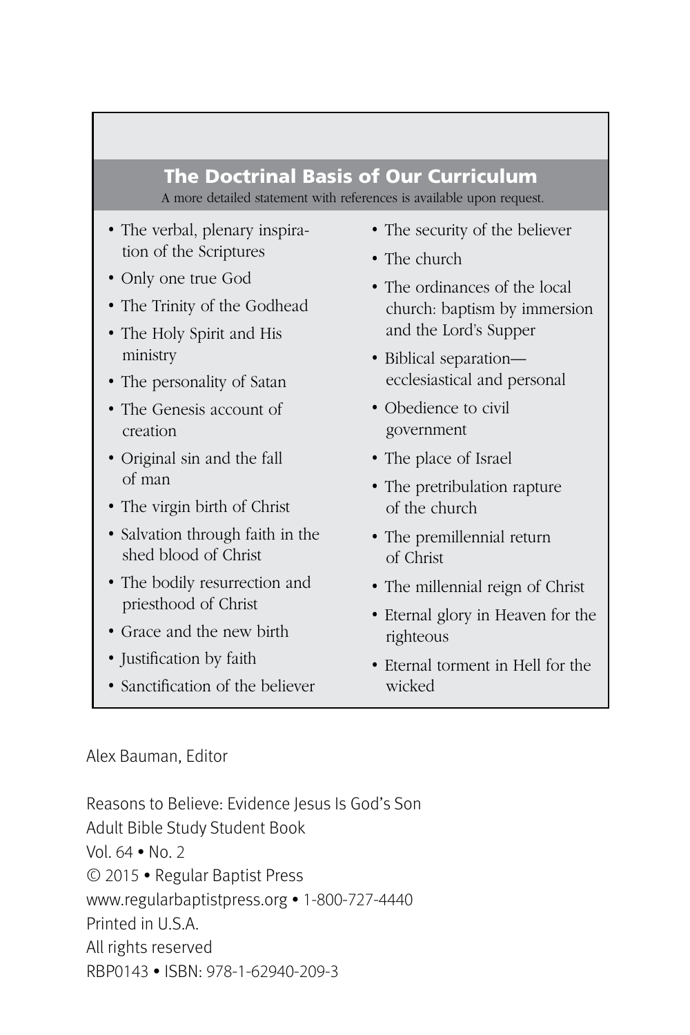## The Doctrinal Basis of Our Curriculum

A more detailed statement with references is available upon request.

- The verbal, plenary inspiration of the Scriptures
- Only one true God
- The Trinity of the Godhead
- The Holy Spirit and His ministry
- The personality of Satan
- The Genesis account of creation
- Original sin and the fall of man
- The virgin birth of Christ
- Salvation through faith in the shed blood of Christ
- The bodily resurrection and priesthood of Christ
- Grace and the new birth
- Justification by faith
- Sanctification of the believer
- The security of the believer
- The church
- The ordinances of the local church: baptism by immersion and the Lord's Supper
- Biblical separation—ecclesiastical and personal
- Obedience to civil government
- The place of Israel
- The pretribulation rapture of the church
- The premillennial return of Christ
- The millennial reign of Christ
- Eternal glory in Heaven for the righteous
- Eternal torment in Hell for the wicked

Alex Bauman, Editor

Reasons to Believe: Evidence Jesus Is God's Son
Adult Bible Study Student Book
Vol. 64 • No. 2
© 2015 • Regular Baptist Press
www.regularbaptistpress.org • 1-800-727-4440
Printed in U.S.A.
All rights reserved
RBP0143 • ISBN: 978-1-62940-209-3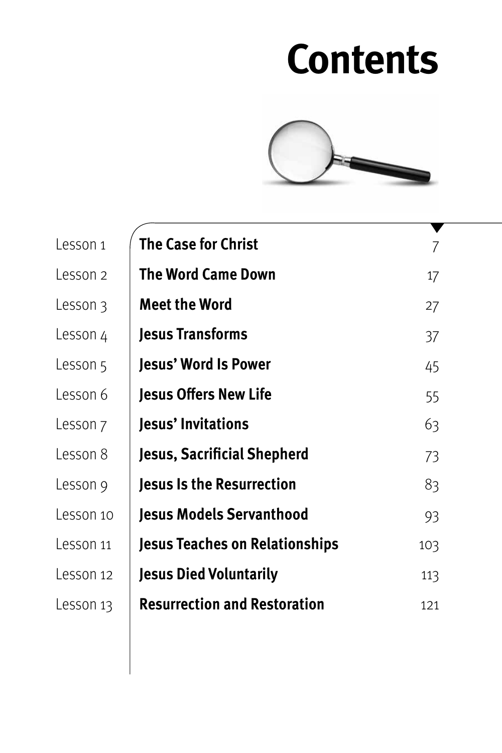# Contents

| | | |
|---|---|---|
| Lesson 1 | **The Case for Christ** | 7 |
| Lesson 2 | **The Word Came Down** | 17 |
| Lesson 3 | **Meet the Word** | 27 |
| Lesson 4 | **Jesus Transforms** | 37 |
| Lesson 5 | **Jesus' Word Is Power** | 45 |
| Lesson 6 | **Jesus Offers New Life** | 55 |
| Lesson 7 | **Jesus' Invitations** | 63 |
| Lesson 8 | **Jesus, Sacrificial Shepherd** | 73 |
| Lesson 9 | **Jesus Is the Resurrection** | 83 |
| Lesson 10 | **Jesus Models Servanthood** | 93 |
| Lesson 11 | **Jesus Teaches on Relationships** | 103 |
| Lesson 12 | **Jesus Died Voluntarily** | 113 |
| Lesson 13 | **Resurrection and Restoration** | 121 |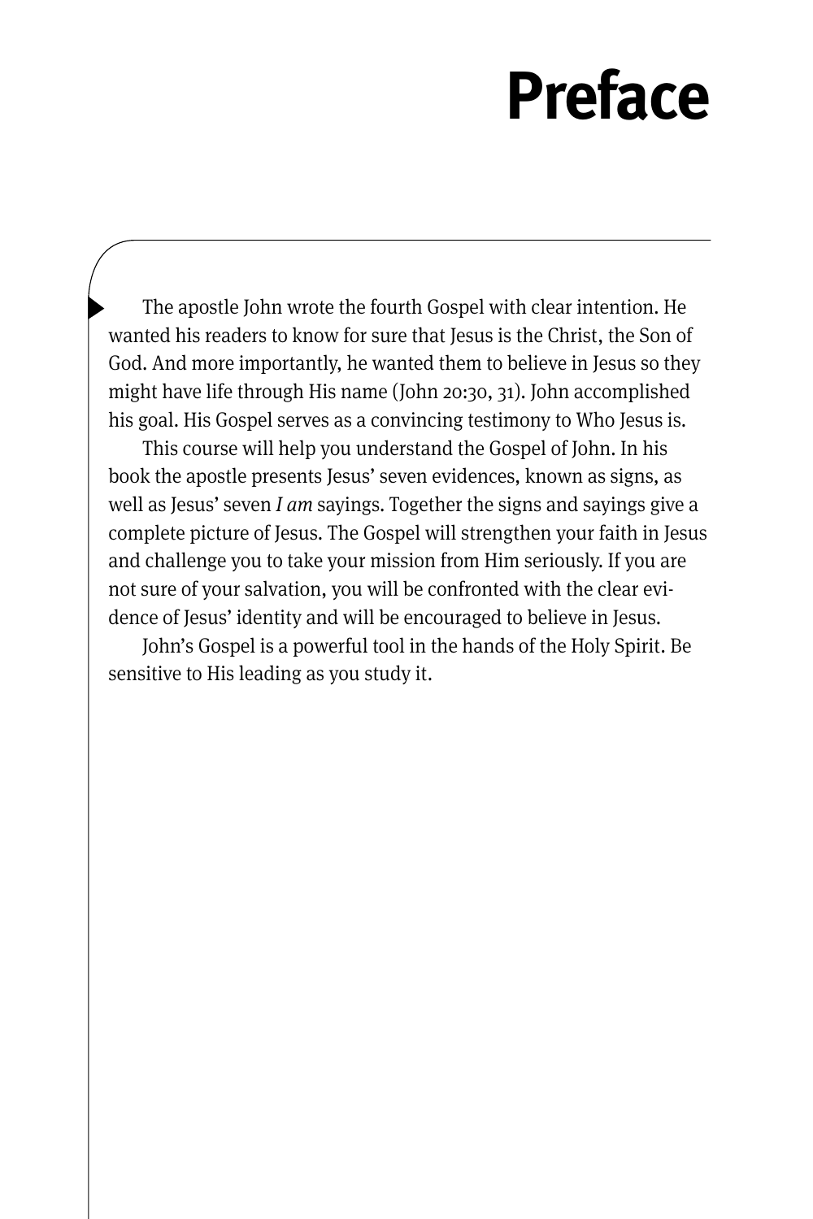# Preface

The apostle John wrote the fourth Gospel with clear intention. He wanted his readers to know for sure that Jesus is the Christ, the Son of God. And more importantly, he wanted them to believe in Jesus so they might have life through His name (John 20:30, 31). John accomplished his goal. His Gospel serves as a convincing testimony to Who Jesus is.

This course will help you understand the Gospel of John. In his book the apostle presents Jesus' seven evidences, known as signs, as well as Jesus' seven *I am* sayings. Together the signs and sayings give a complete picture of Jesus. The Gospel will strengthen your faith in Jesus and challenge you to take your mission from Him seriously. If you are not sure of your salvation, you will be confronted with the clear evidence of Jesus' identity and will be encouraged to believe in Jesus.

John's Gospel is a powerful tool in the hands of the Holy Spirit. Be sensitive to His leading as you study it.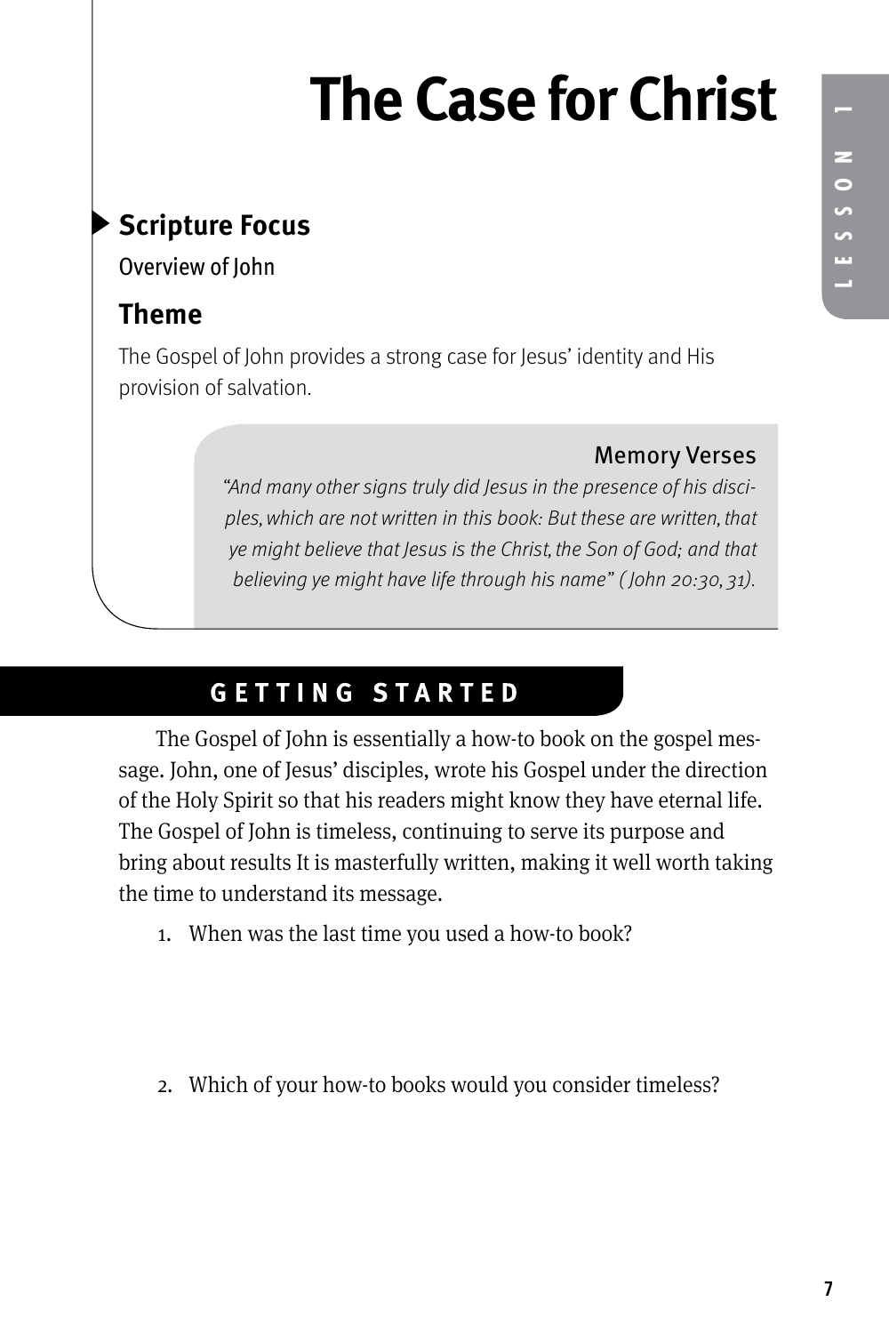# The Case for Christ

## Scripture Focus

Overview of John

## Theme

The Gospel of John provides a strong case for Jesus' identity and His provision of salvation.

### Memory Verses

*"And many other signs truly did Jesus in the presence of his disciples, which are not written in this book: But these are written, that ye might believe that Jesus is the Christ, the Son of God; and that believing ye might have life through his name" (John 20:30, 31).*

## GETTING STARTED

The Gospel of John is essentially a how-to book on the gospel message. John, one of Jesus' disciples, wrote his Gospel under the direction of the Holy Spirit so that his readers might know they have eternal life. The Gospel of John is timeless, continuing to serve its purpose and bring about results It is masterfully written, making it well worth taking the time to understand its message.

1. When was the last time you used a how-to book?

2. Which of your how-to books would you consider timeless?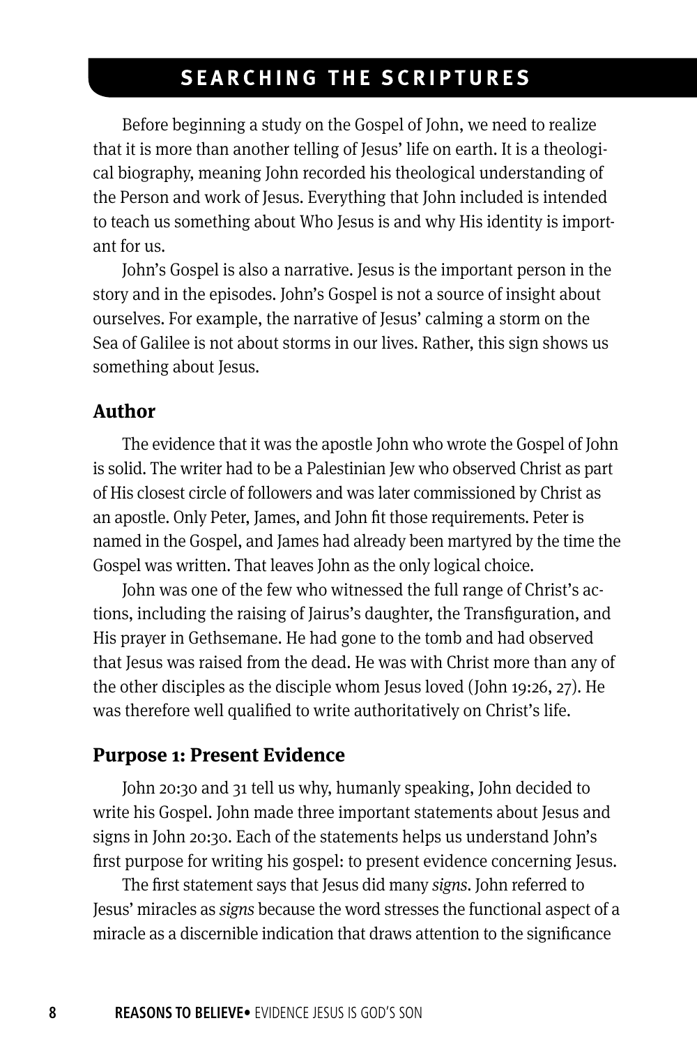## SEARCHING THE SCRIPTURES

Before beginning a study on the Gospel of John, we need to realize that it is more than another telling of Jesus' life on earth. It is a theological biography, meaning John recorded his theological understanding of the Person and work of Jesus. Everything that John included is intended to teach us something about Who Jesus is and why His identity is important for us.

John's Gospel is also a narrative. Jesus is the important person in the story and in the episodes. John's Gospel is not a source of insight about ourselves. For example, the narrative of Jesus' calming a storm on the Sea of Galilee is not about storms in our lives. Rather, this sign shows us something about Jesus.

### Author

The evidence that it was the apostle John who wrote the Gospel of John is solid. The writer had to be a Palestinian Jew who observed Christ as part of His closest circle of followers and was later commissioned by Christ as an apostle. Only Peter, James, and John fit those requirements. Peter is named in the Gospel, and James had already been martyred by the time the Gospel was written. That leaves John as the only logical choice.

John was one of the few who witnessed the full range of Christ's actions, including the raising of Jairus's daughter, the Transfiguration, and His prayer in Gethsemane. He had gone to the tomb and had observed that Jesus was raised from the dead. He was with Christ more than any of the other disciples as the disciple whom Jesus loved (John 19:26, 27). He was therefore well qualified to write authoritatively on Christ's life.

### Purpose 1: Present Evidence

John 20:30 and 31 tell us why, humanly speaking, John decided to write his Gospel. John made three important statements about Jesus and signs in John 20:30. Each of the statements helps us understand John's first purpose for writing his gospel: to present evidence concerning Jesus.

The first statement says that Jesus did many *signs*. John referred to Jesus' miracles as *signs* because the word stresses the functional aspect of a miracle as a discernible indication that draws attention to the significance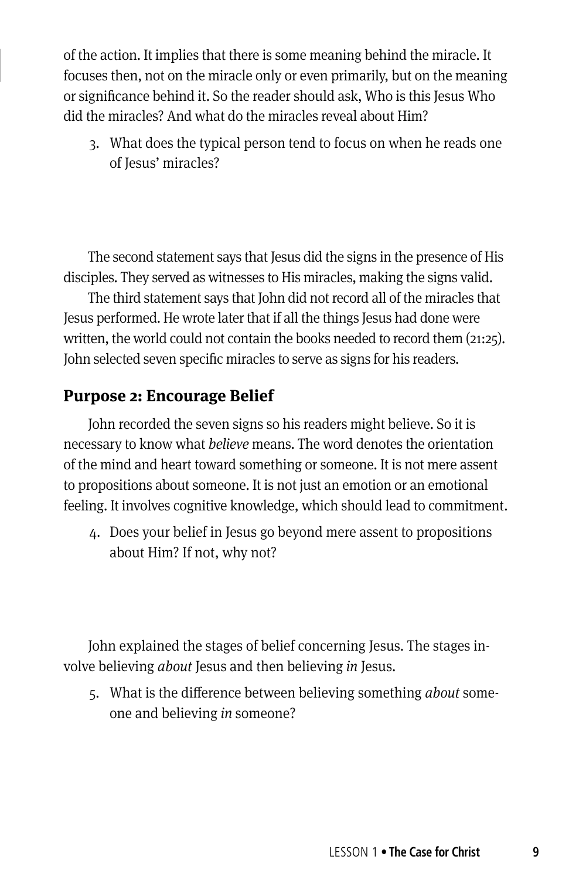of the action. It implies that there is some meaning behind the miracle. It focuses then, not on the miracle only or even primarily, but on the meaning or significance behind it. So the reader should ask, Who is this Jesus Who did the miracles? And what do the miracles reveal about Him?

3. What does the typical person tend to focus on when he reads one of Jesus' miracles?

The second statement says that Jesus did the signs in the presence of His disciples. They served as witnesses to His miracles, making the signs valid.

The third statement says that John did not record all of the miracles that Jesus performed. He wrote later that if all the things Jesus had done were written, the world could not contain the books needed to record them (21:25). John selected seven specific miracles to serve as signs for his readers.

## Purpose 2: Encourage Belief

John recorded the seven signs so his readers might believe. So it is necessary to know what *believe* means. The word denotes the orientation of the mind and heart toward something or someone. It is not mere assent to propositions about someone. It is not just an emotion or an emotional feeling. It involves cognitive knowledge, which should lead to commitment.

4. Does your belief in Jesus go beyond mere assent to propositions about Him? If not, why not?

John explained the stages of belief concerning Jesus. The stages involve believing *about* Jesus and then believing *in* Jesus.

5. What is the difference between believing something *about* someone and believing *in* someone?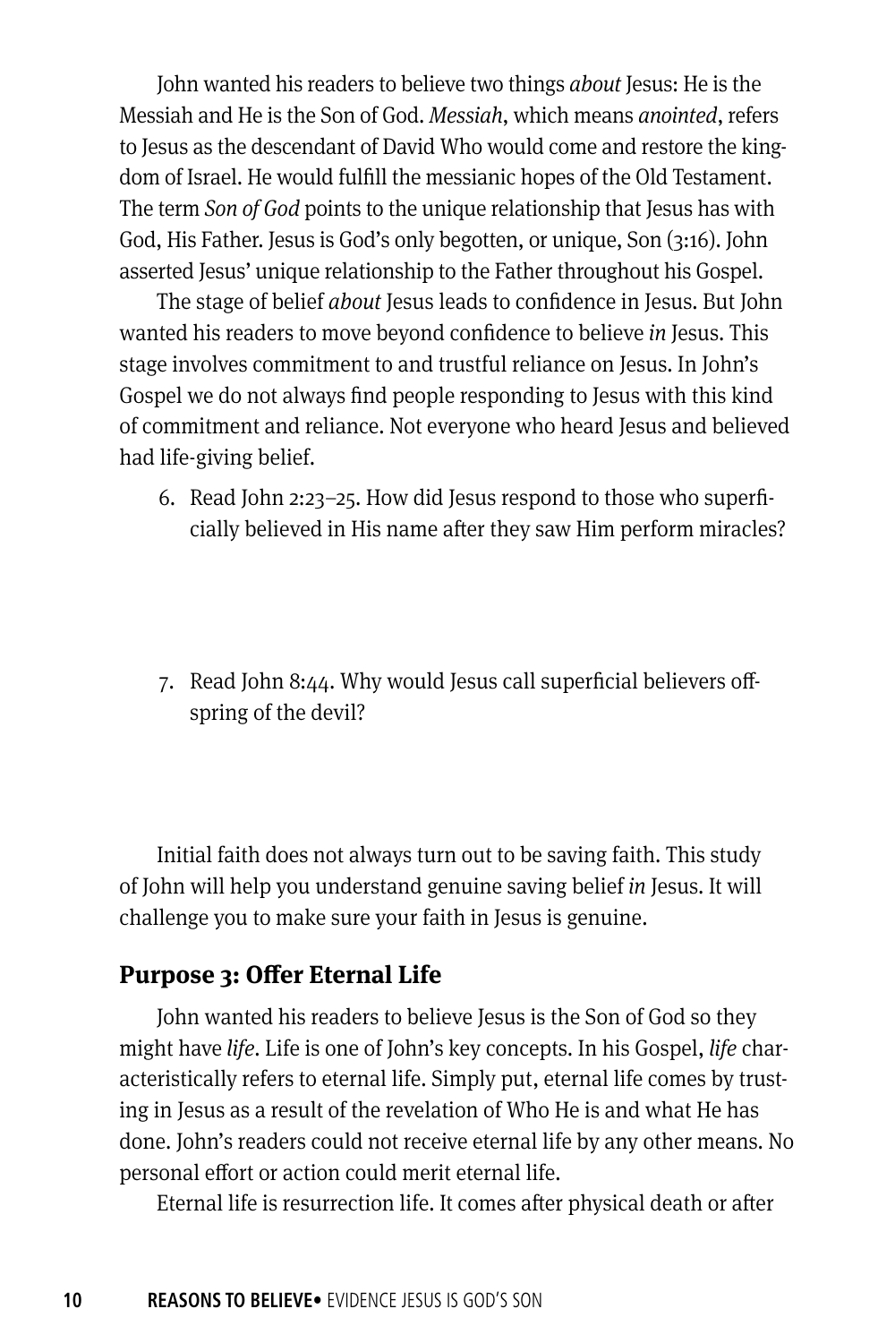John wanted his readers to believe two things *about* Jesus: He is the Messiah and He is the Son of God. *Messiah*, which means *anointed*, refers to Jesus as the descendant of David Who would come and restore the kingdom of Israel. He would fulfill the messianic hopes of the Old Testament. The term *Son of God* points to the unique relationship that Jesus has with God, His Father. Jesus is God's only begotten, or unique, Son (3:16). John asserted Jesus' unique relationship to the Father throughout his Gospel.

The stage of belief *about* Jesus leads to confidence in Jesus. But John wanted his readers to move beyond confidence to believe *in* Jesus. This stage involves commitment to and trustful reliance on Jesus. In John's Gospel we do not always find people responding to Jesus with this kind of commitment and reliance. Not everyone who heard Jesus and believed had life-giving belief.

6. Read John 2:23–25. How did Jesus respond to those who superficially believed in His name after they saw Him perform miracles?

7. Read John 8:44. Why would Jesus call superficial believers offspring of the devil?

Initial faith does not always turn out to be saving faith. This study of John will help you understand genuine saving belief *in* Jesus. It will challenge you to make sure your faith in Jesus is genuine.

### Purpose 3: Offer Eternal Life

John wanted his readers to believe Jesus is the Son of God so they might have *life*. Life is one of John's key concepts. In his Gospel, *life* characteristically refers to eternal life. Simply put, eternal life comes by trusting in Jesus as a result of the revelation of Who He is and what He has done. John's readers could not receive eternal life by any other means. No personal effort or action could merit eternal life.

Eternal life is resurrection life. It comes after physical death or after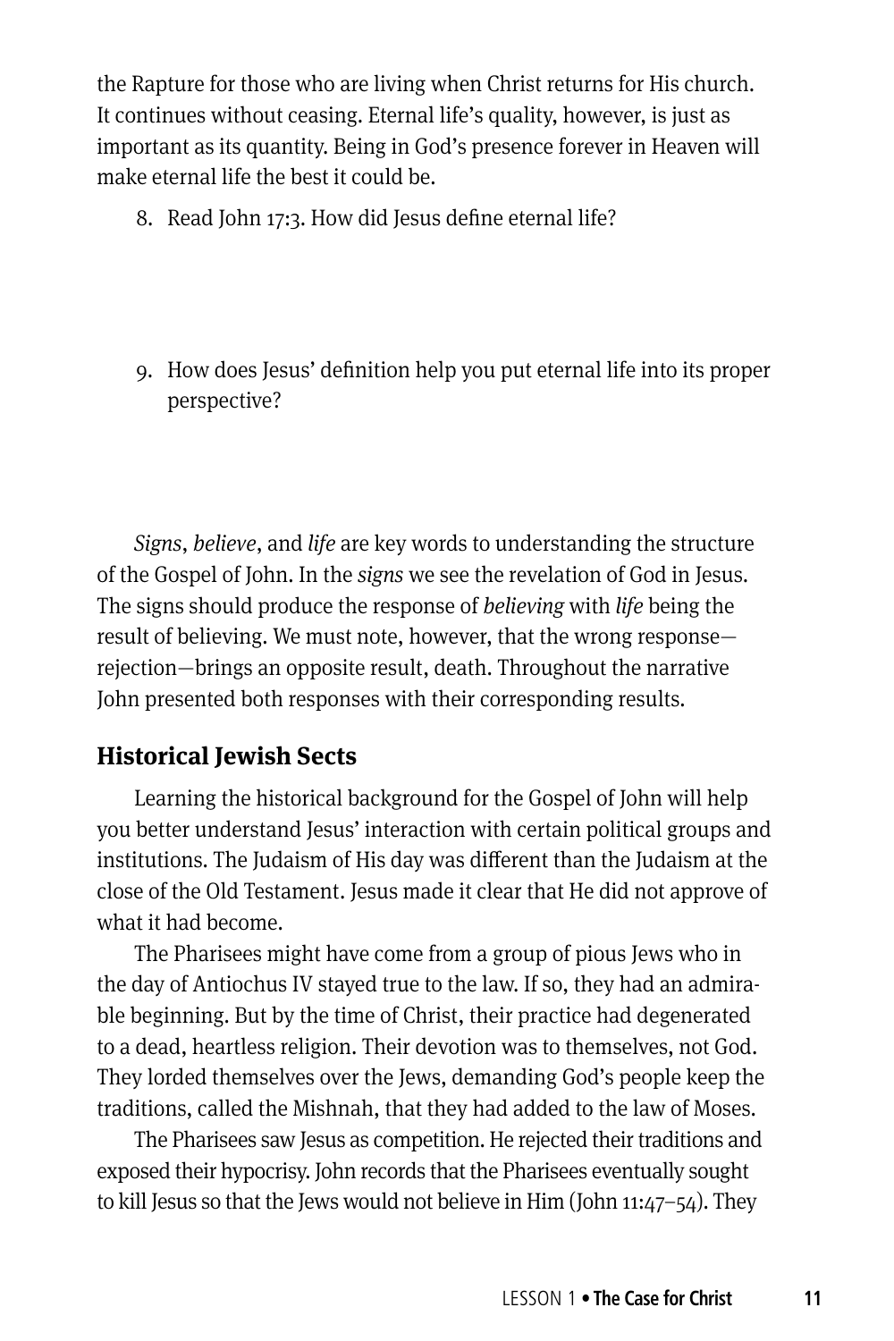the Rapture for those who are living when Christ returns for His church. It continues without ceasing. Eternal life's quality, however, is just as important as its quantity. Being in God's presence forever in Heaven will make eternal life the best it could be.

8. Read John 17:3. How did Jesus define eternal life?

9. How does Jesus' definition help you put eternal life into its proper perspective?

*Signs*, *believe*, and *life* are key words to understanding the structure of the Gospel of John. In the *signs* we see the revelation of God in Jesus. The signs should produce the response of *believing* with *life* being the result of believing. We must note, however, that the wrong response—rejection—brings an opposite result, death. Throughout the narrative John presented both responses with their corresponding results.

## Historical Jewish Sects

Learning the historical background for the Gospel of John will help you better understand Jesus' interaction with certain political groups and institutions. The Judaism of His day was different than the Judaism at the close of the Old Testament. Jesus made it clear that He did not approve of what it had become.

The Pharisees might have come from a group of pious Jews who in the day of Antiochus IV stayed true to the law. If so, they had an admirable beginning. But by the time of Christ, their practice had degenerated to a dead, heartless religion. Their devotion was to themselves, not God. They lorded themselves over the Jews, demanding God's people keep the traditions, called the Mishnah, that they had added to the law of Moses.

The Pharisees saw Jesus as competition. He rejected their traditions and exposed their hypocrisy. John records that the Pharisees eventually sought to kill Jesus so that the Jews would not believe in Him (John 11:47–54). They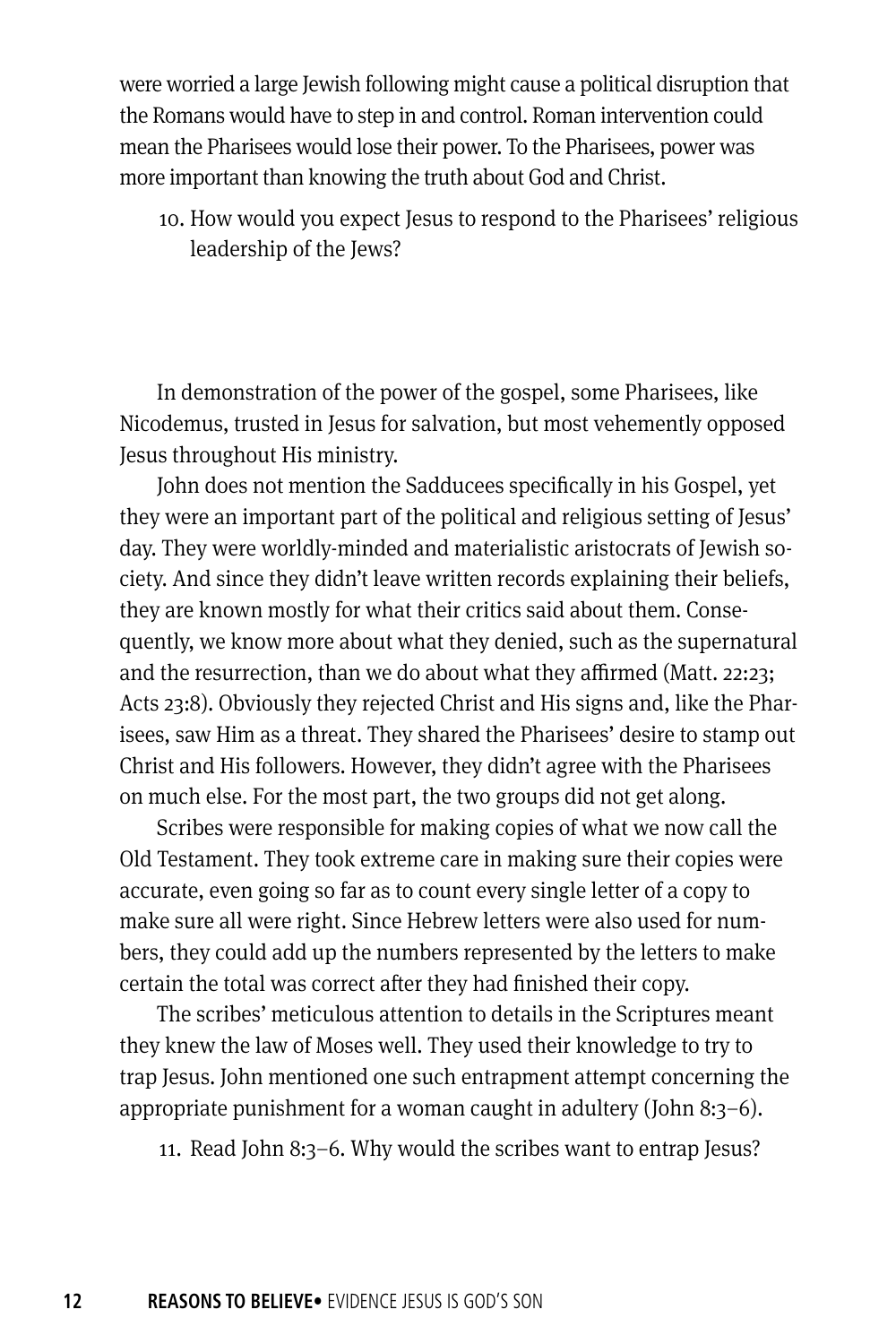were worried a large Jewish following might cause a political disruption that the Romans would have to step in and control. Roman intervention could mean the Pharisees would lose their power. To the Pharisees, power was more important than knowing the truth about God and Christ.

10. How would you expect Jesus to respond to the Pharisees' religious leadership of the Jews?

In demonstration of the power of the gospel, some Pharisees, like Nicodemus, trusted in Jesus for salvation, but most vehemently opposed Jesus throughout His ministry.

John does not mention the Sadducees specifically in his Gospel, yet they were an important part of the political and religious setting of Jesus' day. They were worldly-minded and materialistic aristocrats of Jewish society. And since they didn't leave written records explaining their beliefs, they are known mostly for what their critics said about them. Consequently, we know more about what they denied, such as the supernatural and the resurrection, than we do about what they affirmed (Matt. 22:23; Acts 23:8). Obviously they rejected Christ and His signs and, like the Pharisees, saw Him as a threat. They shared the Pharisees' desire to stamp out Christ and His followers. However, they didn't agree with the Pharisees on much else. For the most part, the two groups did not get along.

Scribes were responsible for making copies of what we now call the Old Testament. They took extreme care in making sure their copies were accurate, even going so far as to count every single letter of a copy to make sure all were right. Since Hebrew letters were also used for numbers, they could add up the numbers represented by the letters to make certain the total was correct after they had finished their copy.

The scribes' meticulous attention to details in the Scriptures meant they knew the law of Moses well. They used their knowledge to try to trap Jesus. John mentioned one such entrapment attempt concerning the appropriate punishment for a woman caught in adultery (John 8:3–6).

11. Read John 8:3–6. Why would the scribes want to entrap Jesus?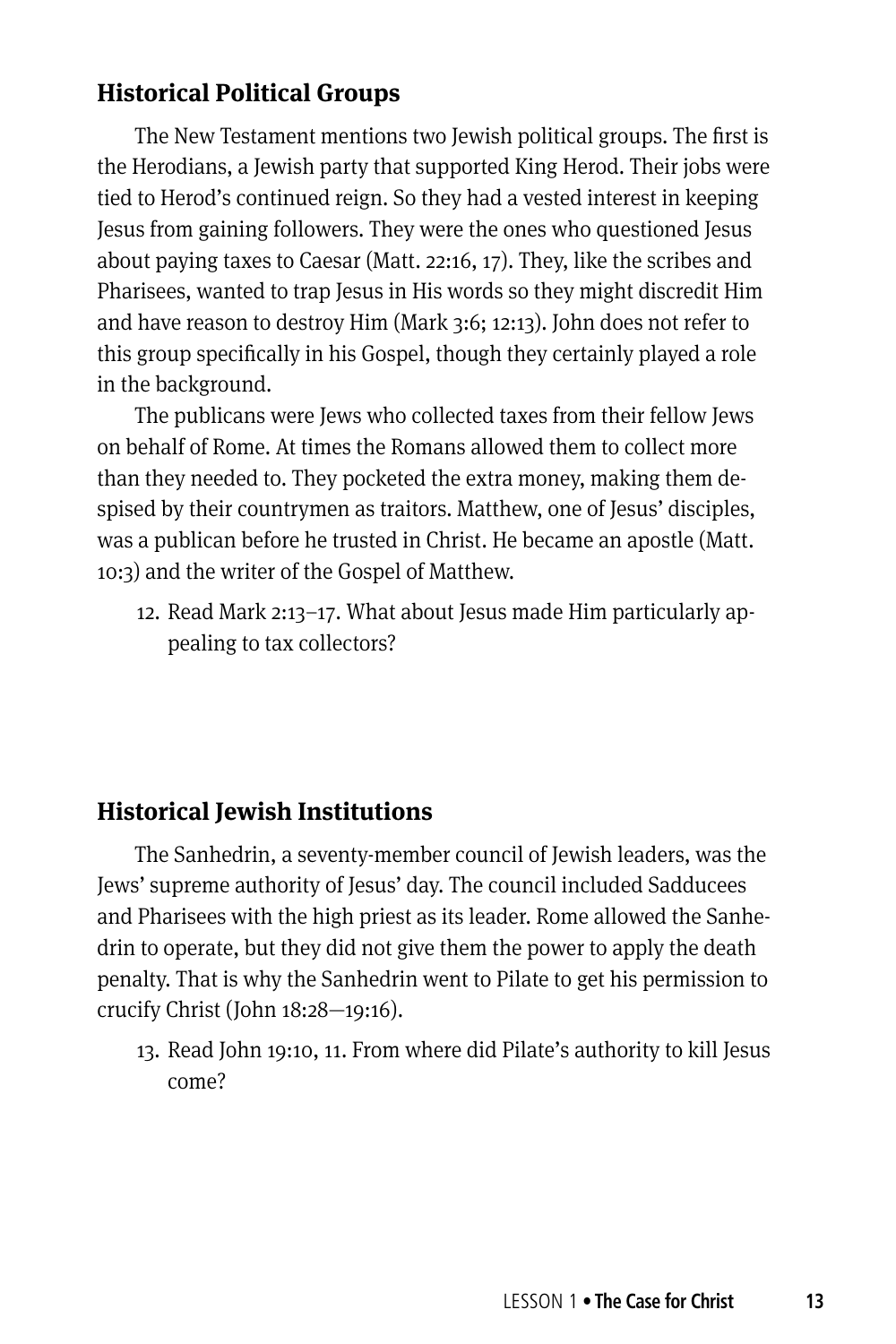## Historical Political Groups

The New Testament mentions two Jewish political groups. The first is the Herodians, a Jewish party that supported King Herod. Their jobs were tied to Herod's continued reign. So they had a vested interest in keeping Jesus from gaining followers. They were the ones who questioned Jesus about paying taxes to Caesar (Matt. 22:16, 17). They, like the scribes and Pharisees, wanted to trap Jesus in His words so they might discredit Him and have reason to destroy Him (Mark 3:6; 12:13). John does not refer to this group specifically in his Gospel, though they certainly played a role in the background.

The publicans were Jews who collected taxes from their fellow Jews on behalf of Rome. At times the Romans allowed them to collect more than they needed to. They pocketed the extra money, making them despised by their countrymen as traitors. Matthew, one of Jesus' disciples, was a publican before he trusted in Christ. He became an apostle (Matt. 10:3) and the writer of the Gospel of Matthew.

12. Read Mark 2:13–17. What about Jesus made Him particularly appealing to tax collectors?

## Historical Jewish Institutions

The Sanhedrin, a seventy-member council of Jewish leaders, was the Jews' supreme authority of Jesus' day. The council included Sadducees and Pharisees with the high priest as its leader. Rome allowed the Sanhedrin to operate, but they did not give them the power to apply the death penalty. That is why the Sanhedrin went to Pilate to get his permission to crucify Christ (John 18:28—19:16).

13. Read John 19:10, 11. From where did Pilate's authority to kill Jesus come?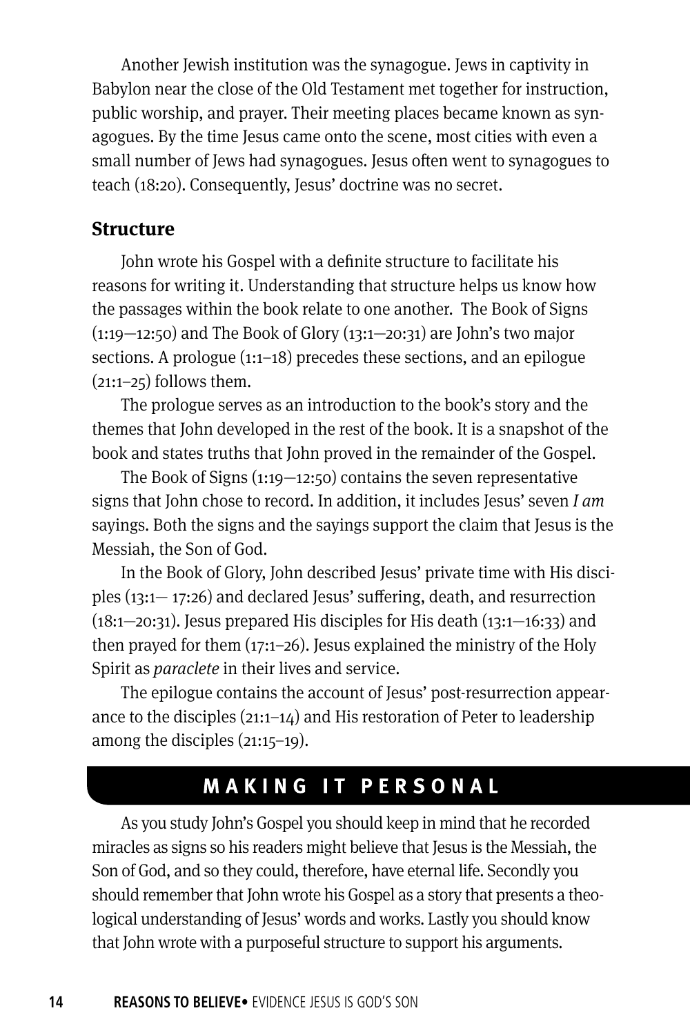Another Jewish institution was the synagogue. Jews in captivity in Babylon near the close of the Old Testament met together for instruction, public worship, and prayer. Their meeting places became known as synagogues. By the time Jesus came onto the scene, most cities with even a small number of Jews had synagogues. Jesus often went to synagogues to teach (18:20). Consequently, Jesus' doctrine was no secret.

## Structure

John wrote his Gospel with a definite structure to facilitate his reasons for writing it. Understanding that structure helps us know how the passages within the book relate to one another. The Book of Signs (1:19—12:50) and The Book of Glory (13:1—20:31) are John's two major sections. A prologue (1:1–18) precedes these sections, and an epilogue (21:1–25) follows them.

The prologue serves as an introduction to the book's story and the themes that John developed in the rest of the book. It is a snapshot of the book and states truths that John proved in the remainder of the Gospel.

The Book of Signs (1:19—12:50) contains the seven representative signs that John chose to record. In addition, it includes Jesus' seven *I am* sayings. Both the signs and the sayings support the claim that Jesus is the Messiah, the Son of God.

In the Book of Glory, John described Jesus' private time with His disciples (13:1— 17:26) and declared Jesus' suffering, death, and resurrection (18:1—20:31). Jesus prepared His disciples for His death (13:1—16:33) and then prayed for them (17:1–26). Jesus explained the ministry of the Holy Spirit as *paraclete* in their lives and service.

The epilogue contains the account of Jesus' post-resurrection appearance to the disciples (21:1–14) and His restoration of Peter to leadership among the disciples (21:15–19).

## MAKING IT PERSONAL

As you study John's Gospel you should keep in mind that he recorded miracles as signs so his readers might believe that Jesus is the Messiah, the Son of God, and so they could, therefore, have eternal life. Secondly you should remember that John wrote his Gospel as a story that presents a theological understanding of Jesus' words and works. Lastly you should know that John wrote with a purposeful structure to support his arguments.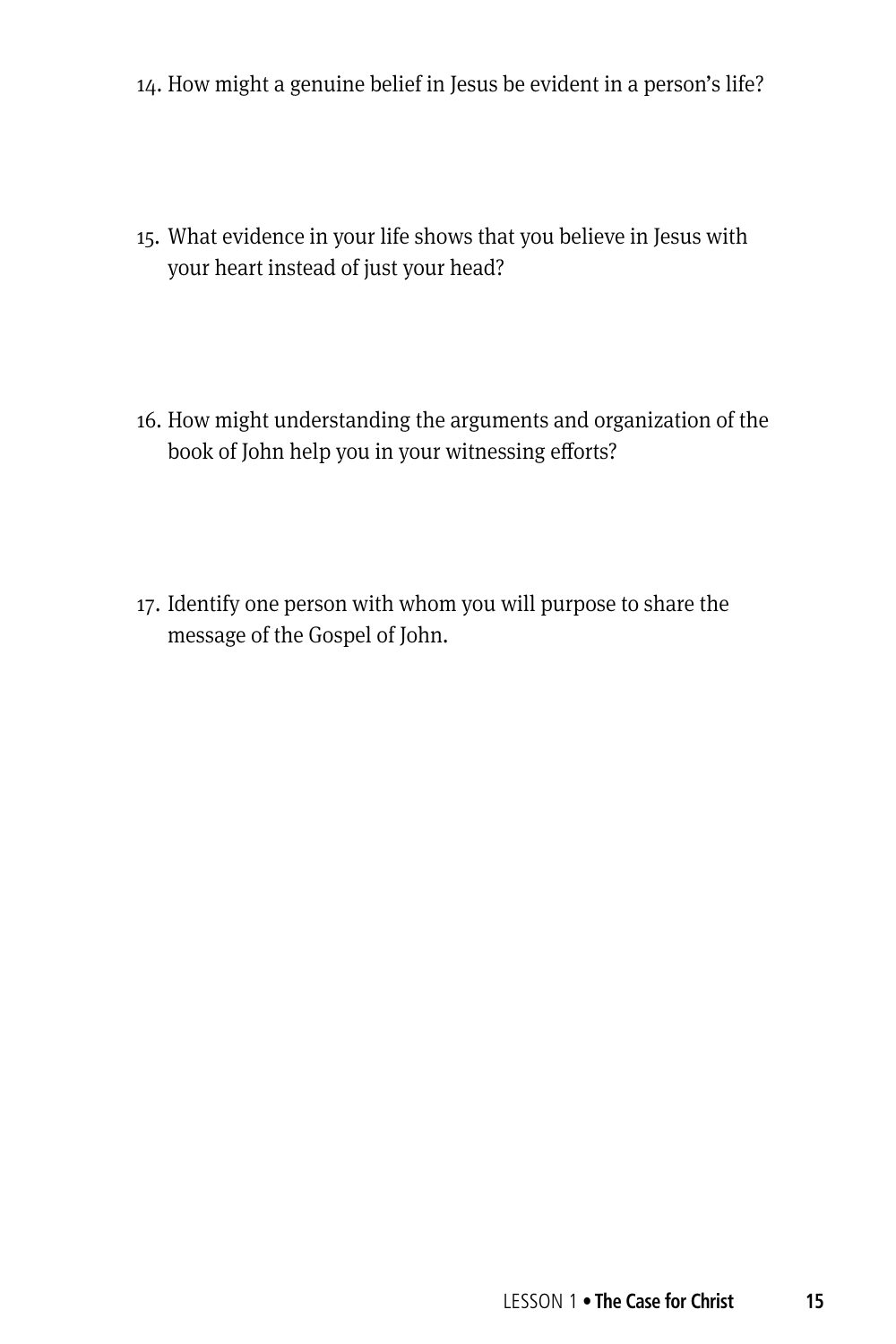14. How might a genuine belief in Jesus be evident in a person's life?

15. What evidence in your life shows that you believe in Jesus with your heart instead of just your head?

16. How might understanding the arguments and organization of the book of John help you in your witnessing efforts?

17. Identify one person with whom you will purpose to share the message of the Gospel of John.